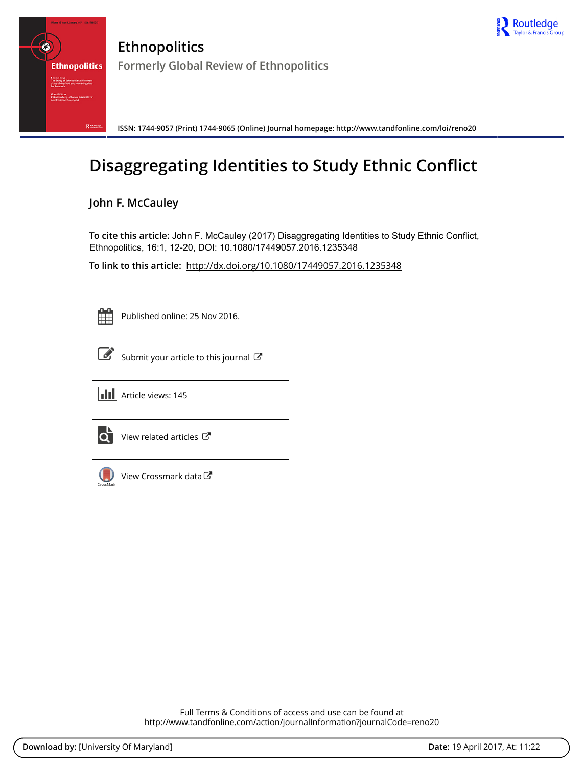# Ethnopolitics

Formerly Global Review of Ethnopolitics

ISSN: 1744-9057 (Print) 1744-9065 (Online) Journal homepage: http://www.tandfonline.com/loi/reno20

# Disaggregating Identities to Study Ethnic Conflict

## John F. McCauley

**To cite this article:** John F. McCauley (2017) Disaggregating Identities to Study Ethnic Conflict, Ethnopolitics, 16:1, 12-20, DOI: 10.1080/17449057.2016.1235348

**To link to this article:** http://dx.doi.org/10.1080/17449057.2016.1235348

Published online: 25 Nov 2016.

Submit your article to this journal

Article views: 145

View related articles

View Crossmark data

Full Terms & Conditions of access and use can be found at
http://www.tandfonline.com/action/journalInformation?journalCode=reno20

**Download by:** [University Of Maryland] **Date:** 19 April 2017, At: 11:22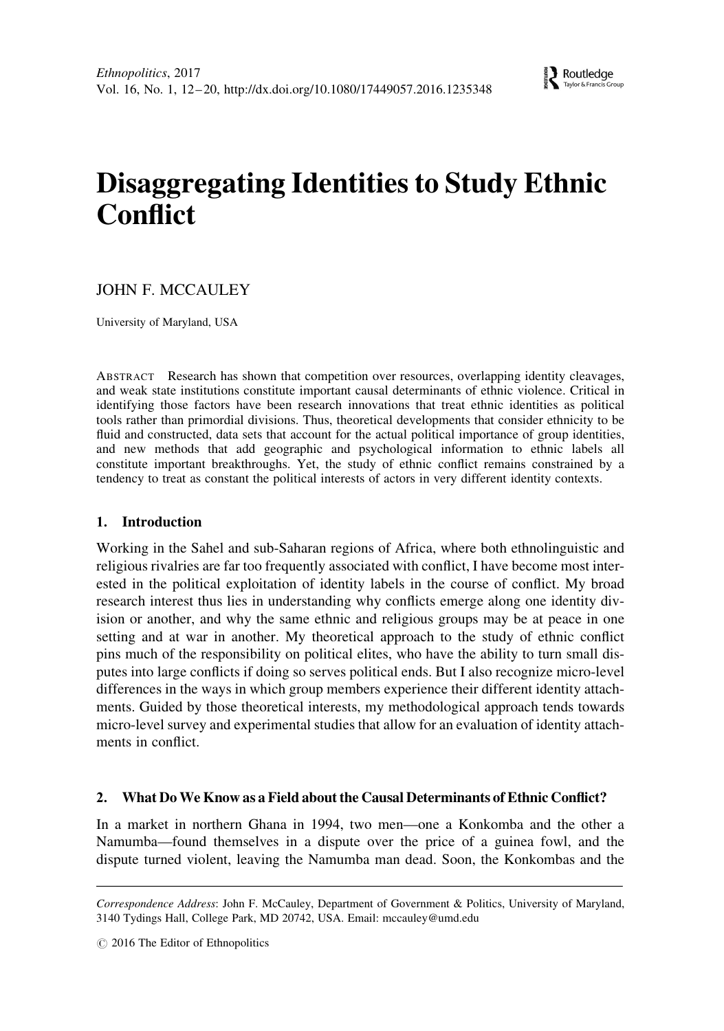# Disaggregating Identities to Study Ethnic Conflict

JOHN F. MCCAULEY

University of Maryland, USA

ABSTRACT Research has shown that competition over resources, overlapping identity cleavages, and weak state institutions constitute important causal determinants of ethnic violence. Critical in identifying those factors have been research innovations that treat ethnic identities as political tools rather than primordial divisions. Thus, theoretical developments that consider ethnicity to be fluid and constructed, data sets that account for the actual political importance of group identities, and new methods that add geographic and psychological information to ethnic labels all constitute important breakthroughs. Yet, the study of ethnic conflict remains constrained by a tendency to treat as constant the political interests of actors in very different identity contexts.

## 1. Introduction

Working in the Sahel and sub-Saharan regions of Africa, where both ethnolinguistic and religious rivalries are far too frequently associated with conflict, I have become most interested in the political exploitation of identity labels in the course of conflict. My broad research interest thus lies in understanding why conflicts emerge along one identity division or another, and why the same ethnic and religious groups may be at peace in one setting and at war in another. My theoretical approach to the study of ethnic conflict pins much of the responsibility on political elites, who have the ability to turn small disputes into large conflicts if doing so serves political ends. But I also recognize micro-level differences in the ways in which group members experience their different identity attachments. Guided by those theoretical interests, my methodological approach tends towards micro-level survey and experimental studies that allow for an evaluation of identity attachments in conflict.

## 2. What Do We Know as a Field about the Causal Determinants of Ethnic Conflict?

In a market in northern Ghana in 1994, two men—one a Konkomba and the other a Namumba—found themselves in a dispute over the price of a guinea fowl, and the dispute turned violent, leaving the Namumba man dead. Soon, the Konkombas and the

---

*Correspondence Address*: John F. McCauley, Department of Government & Politics, University of Maryland, 3140 Tydings Hall, College Park, MD 20742, USA. Email: mccauley@umd.edu

© 2016 The Editor of Ethnopolitics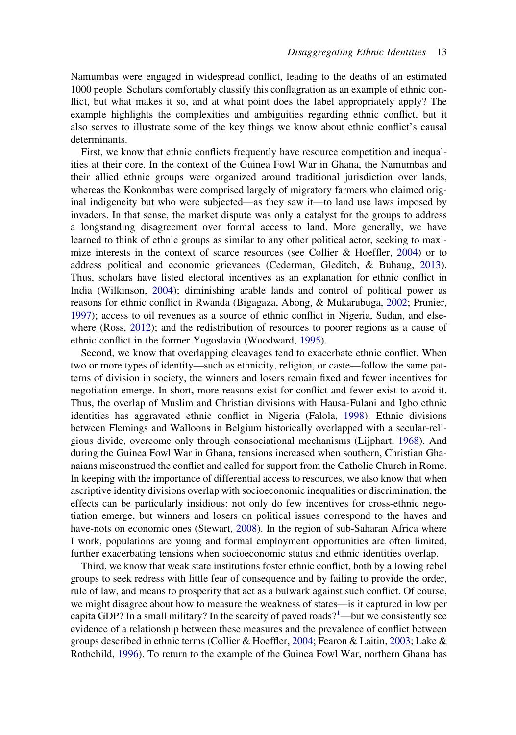Namumbas were engaged in widespread conflict, leading to the deaths of an estimated 1000 people. Scholars comfortably classify this conflagration as an example of ethnic conflict, but what makes it so, and at what point does the label appropriately apply? The example highlights the complexities and ambiguities regarding ethnic conflict, but it also serves to illustrate some of the key things we know about ethnic conflict's causal determinants.

First, we know that ethnic conflicts frequently have resource competition and inequalities at their core. In the context of the Guinea Fowl War in Ghana, the Namumbas and their allied ethnic groups were organized around traditional jurisdiction over lands, whereas the Konkombas were comprised largely of migratory farmers who claimed original indigeneity but who were subjected—as they saw it—to land use laws imposed by invaders. In that sense, the market dispute was only a catalyst for the groups to address a longstanding disagreement over formal access to land. More generally, we have learned to think of ethnic groups as similar to any other political actor, seeking to maximize interests in the context of scarce resources (see Collier & Hoeffler, 2004) or to address political and economic grievances (Cederman, Gleditch, & Buhaug, 2013). Thus, scholars have listed electoral incentives as an explanation for ethnic conflict in India (Wilkinson, 2004); diminishing arable lands and control of political power as reasons for ethnic conflict in Rwanda (Bigagaza, Abong, & Mukarubuga, 2002; Prunier, 1997); access to oil revenues as a source of ethnic conflict in Nigeria, Sudan, and elsewhere (Ross, 2012); and the redistribution of resources to poorer regions as a cause of ethnic conflict in the former Yugoslavia (Woodward, 1995).

Second, we know that overlapping cleavages tend to exacerbate ethnic conflict. When two or more types of identity—such as ethnicity, religion, or caste—follow the same patterns of division in society, the winners and losers remain fixed and fewer incentives for negotiation emerge. In short, more reasons exist for conflict and fewer exist to avoid it. Thus, the overlap of Muslim and Christian divisions with Hausa-Fulani and Igbo ethnic identities has aggravated ethnic conflict in Nigeria (Falola, 1998). Ethnic divisions between Flemings and Walloons in Belgium historically overlapped with a secular-religious divide, overcome only through consociational mechanisms (Lijphart, 1968). And during the Guinea Fowl War in Ghana, tensions increased when southern, Christian Ghanaians misconstrued the conflict and called for support from the Catholic Church in Rome. In keeping with the importance of differential access to resources, we also know that when ascriptive identity divisions overlap with socioeconomic inequalities or discrimination, the effects can be particularly insidious: not only do few incentives for cross-ethnic negotiation emerge, but winners and losers on political issues correspond to the haves and have-nots on economic ones (Stewart, 2008). In the region of sub-Saharan Africa where I work, populations are young and formal employment opportunities are often limited, further exacerbating tensions when socioeconomic status and ethnic identities overlap.

Third, we know that weak state institutions foster ethnic conflict, both by allowing rebel groups to seek redress with little fear of consequence and by failing to provide the order, rule of law, and means to prosperity that act as a bulwark against such conflict. Of course, we might disagree about how to measure the weakness of states—is it captured in low per capita GDP? In a small military? In the scarcity of paved roads?[1]—but we consistently see evidence of a relationship between these measures and the prevalence of conflict between groups described in ethnic terms (Collier & Hoeffler, 2004; Fearon & Laitin, 2003; Lake & Rothchild, 1996). To return to the example of the Guinea Fowl War, northern Ghana has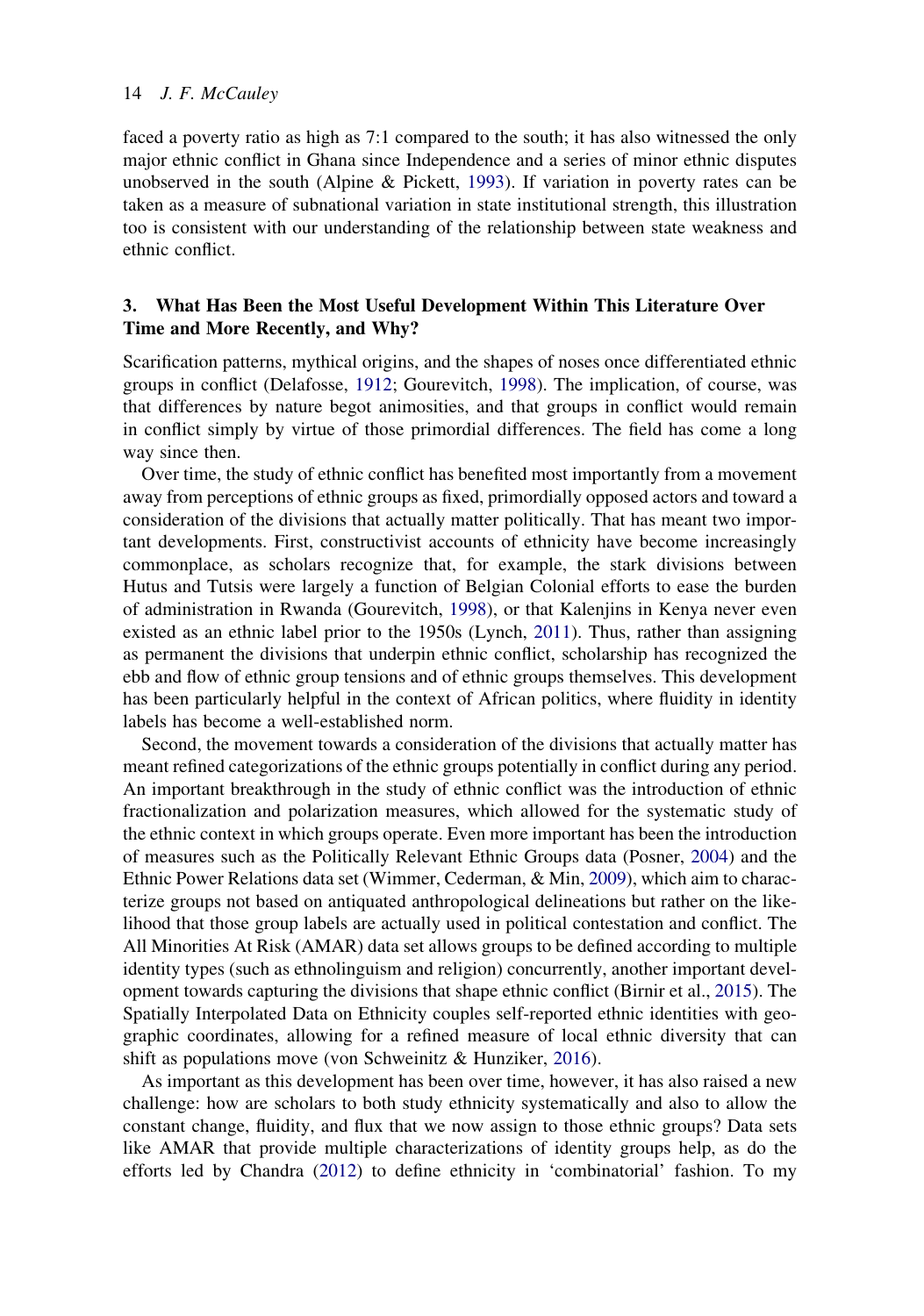faced a poverty ratio as high as 7:1 compared to the south; it has also witnessed the only major ethnic conflict in Ghana since Independence and a series of minor ethnic disputes unobserved in the south (Alpine & Pickett, 1993). If variation in poverty rates can be taken as a measure of subnational variation in state institutional strength, this illustration too is consistent with our understanding of the relationship between state weakness and ethnic conflict.

## 3. What Has Been the Most Useful Development Within This Literature Over Time and More Recently, and Why?

Scarification patterns, mythical origins, and the shapes of noses once differentiated ethnic groups in conflict (Delafosse, 1912; Gourevitch, 1998). The implication, of course, was that differences by nature begot animosities, and that groups in conflict would remain in conflict simply by virtue of those primordial differences. The field has come a long way since then.

Over time, the study of ethnic conflict has benefited most importantly from a movement away from perceptions of ethnic groups as fixed, primordially opposed actors and toward a consideration of the divisions that actually matter politically. That has meant two important developments. First, constructivist accounts of ethnicity have become increasingly commonplace, as scholars recognize that, for example, the stark divisions between Hutus and Tutsis were largely a function of Belgian Colonial efforts to ease the burden of administration in Rwanda (Gourevitch, 1998), or that Kalenjins in Kenya never even existed as an ethnic label prior to the 1950s (Lynch, 2011). Thus, rather than assigning as permanent the divisions that underpin ethnic conflict, scholarship has recognized the ebb and flow of ethnic group tensions and of ethnic groups themselves. This development has been particularly helpful in the context of African politics, where fluidity in identity labels has become a well-established norm.

Second, the movement towards a consideration of the divisions that actually matter has meant refined categorizations of the ethnic groups potentially in conflict during any period. An important breakthrough in the study of ethnic conflict was the introduction of ethnic fractionalization and polarization measures, which allowed for the systematic study of the ethnic context in which groups operate. Even more important has been the introduction of measures such as the Politically Relevant Ethnic Groups data (Posner, 2004) and the Ethnic Power Relations data set (Wimmer, Cederman, & Min, 2009), which aim to characterize groups not based on antiquated anthropological delineations but rather on the likelihood that those group labels are actually used in political contestation and conflict. The All Minorities At Risk (AMAR) data set allows groups to be defined according to multiple identity types (such as ethnolinguism and religion) concurrently, another important development towards capturing the divisions that shape ethnic conflict (Birnir et al., 2015). The Spatially Interpolated Data on Ethnicity couples self-reported ethnic identities with geographic coordinates, allowing for a refined measure of local ethnic diversity that can shift as populations move (von Schweinitz & Hunziker, 2016).

As important as this development has been over time, however, it has also raised a new challenge: how are scholars to both study ethnicity systematically and also to allow the constant change, fluidity, and flux that we now assign to those ethnic groups? Data sets like AMAR that provide multiple characterizations of identity groups help, as do the efforts led by Chandra (2012) to define ethnicity in 'combinatorial' fashion. To my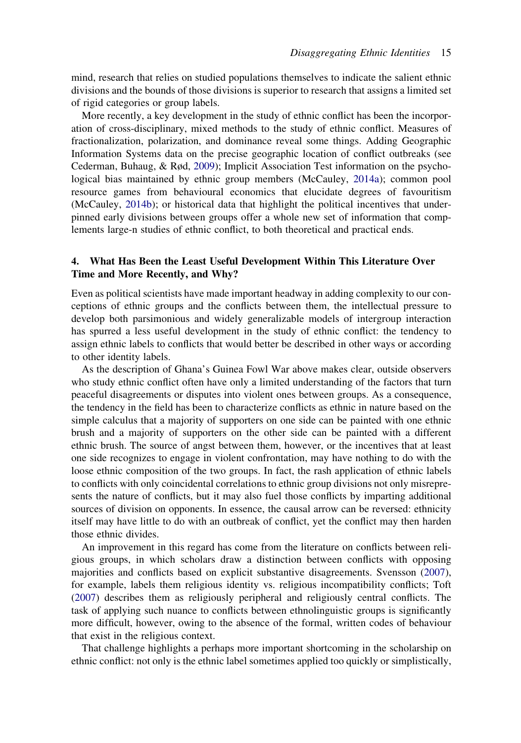mind, research that relies on studied populations themselves to indicate the salient ethnic divisions and the bounds of those divisions is superior to research that assigns a limited set of rigid categories or group labels.

More recently, a key development in the study of ethnic conflict has been the incorporation of cross-disciplinary, mixed methods to the study of ethnic conflict. Measures of fractionalization, polarization, and dominance reveal some things. Adding Geographic Information Systems data on the precise geographic location of conflict outbreaks (see Cederman, Buhaug, & Rød, 2009); Implicit Association Test information on the psychological bias maintained by ethnic group members (McCauley, 2014a); common pool resource games from behavioural economics that elucidate degrees of favouritism (McCauley, 2014b); or historical data that highlight the political incentives that underpinned early divisions between groups offer a whole new set of information that complements large-n studies of ethnic conflict, to both theoretical and practical ends.

## 4. What Has Been the Least Useful Development Within This Literature Over Time and More Recently, and Why?

Even as political scientists have made important headway in adding complexity to our conceptions of ethnic groups and the conflicts between them, the intellectual pressure to develop both parsimonious and widely generalizable models of intergroup interaction has spurred a less useful development in the study of ethnic conflict: the tendency to assign ethnic labels to conflicts that would better be described in other ways or according to other identity labels.

As the description of Ghana's Guinea Fowl War above makes clear, outside observers who study ethnic conflict often have only a limited understanding of the factors that turn peaceful disagreements or disputes into violent ones between groups. As a consequence, the tendency in the field has been to characterize conflicts as ethnic in nature based on the simple calculus that a majority of supporters on one side can be painted with one ethnic brush and a majority of supporters on the other side can be painted with a different ethnic brush. The source of angst between them, however, or the incentives that at least one side recognizes to engage in violent confrontation, may have nothing to do with the loose ethnic composition of the two groups. In fact, the rash application of ethnic labels to conflicts with only coincidental correlations to ethnic group divisions not only misrepresents the nature of conflicts, but it may also fuel those conflicts by imparting additional sources of division on opponents. In essence, the causal arrow can be reversed: ethnicity itself may have little to do with an outbreak of conflict, yet the conflict may then harden those ethnic divides.

An improvement in this regard has come from the literature on conflicts between religious groups, in which scholars draw a distinction between conflicts with opposing majorities and conflicts based on explicit substantive disagreements. Svensson (2007), for example, labels them religious identity vs. religious incompatibility conflicts; Toft (2007) describes them as religiously peripheral and religiously central conflicts. The task of applying such nuance to conflicts between ethnolinguistic groups is significantly more difficult, however, owing to the absence of the formal, written codes of behaviour that exist in the religious context.

That challenge highlights a perhaps more important shortcoming in the scholarship on ethnic conflict: not only is the ethnic label sometimes applied too quickly or simplistically,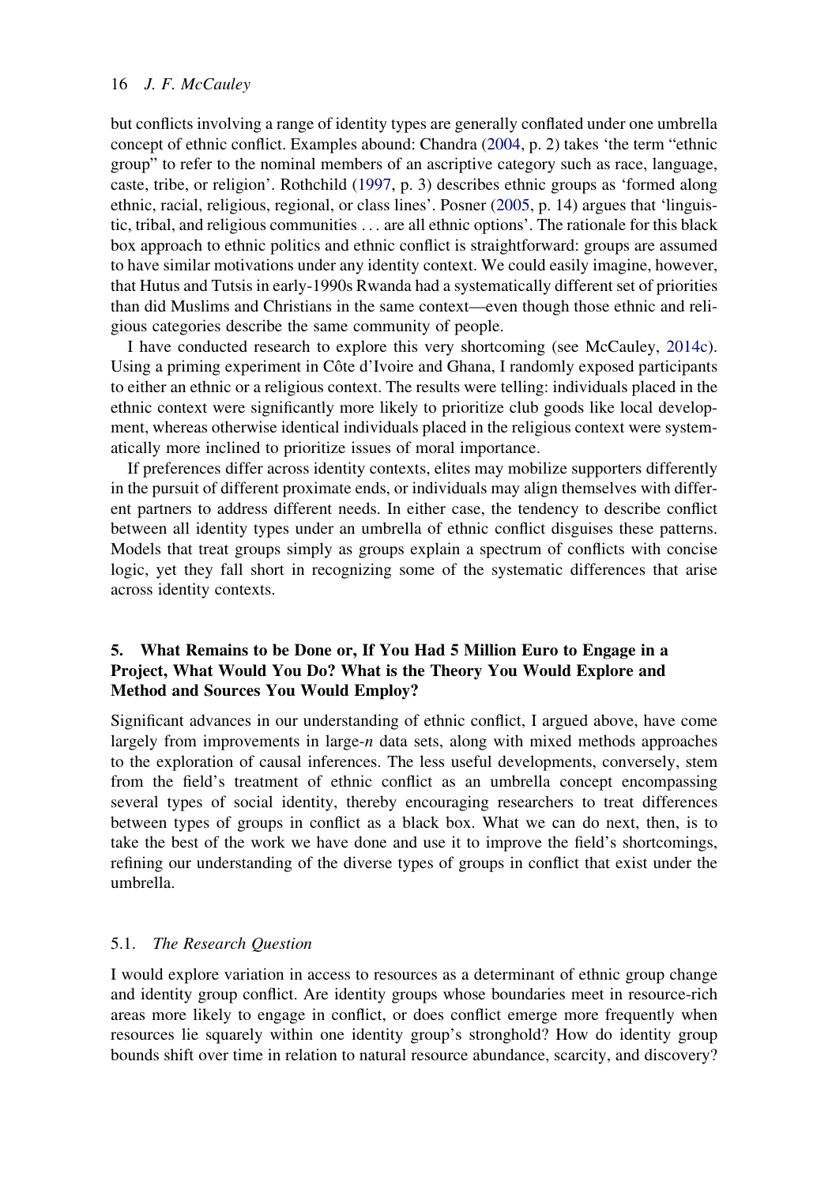but conflicts involving a range of identity types are generally conflated under one umbrella concept of ethnic conflict. Examples abound: Chandra (2004, p. 2) takes 'the term "ethnic group" to refer to the nominal members of an ascriptive category such as race, language, caste, tribe, or religion'. Rothchild (1997, p. 3) describes ethnic groups as 'formed along ethnic, racial, religious, regional, or class lines'. Posner (2005, p. 14) argues that 'linguistic, tribal, and religious communities . . . are all ethnic options'. The rationale for this black box approach to ethnic politics and ethnic conflict is straightforward: groups are assumed to have similar motivations under any identity context. We could easily imagine, however, that Hutus and Tutsis in early-1990s Rwanda had a systematically different set of priorities than did Muslims and Christians in the same context—even though those ethnic and religious categories describe the same community of people.

I have conducted research to explore this very shortcoming (see McCauley, 2014c). Using a priming experiment in Côte d'Ivoire and Ghana, I randomly exposed participants to either an ethnic or a religious context. The results were telling: individuals placed in the ethnic context were significantly more likely to prioritize club goods like local development, whereas otherwise identical individuals placed in the religious context were systematically more inclined to prioritize issues of moral importance.

If preferences differ across identity contexts, elites may mobilize supporters differently in the pursuit of different proximate ends, or individuals may align themselves with different partners to address different needs. In either case, the tendency to describe conflict between all identity types under an umbrella of ethnic conflict disguises these patterns. Models that treat groups simply as groups explain a spectrum of conflicts with concise logic, yet they fall short in recognizing some of the systematic differences that arise across identity contexts.

## 5. What Remains to be Done or, If You Had 5 Million Euro to Engage in a Project, What Would You Do? What is the Theory You Would Explore and Method and Sources You Would Employ?

Significant advances in our understanding of ethnic conflict, I argued above, have come largely from improvements in large-$n$ data sets, along with mixed methods approaches to the exploration of causal inferences. The less useful developments, conversely, stem from the field's treatment of ethnic conflict as an umbrella concept encompassing several types of social identity, thereby encouraging researchers to treat differences between types of groups in conflict as a black box. What we can do next, then, is to take the best of the work we have done and use it to improve the field's shortcomings, refining our understanding of the diverse types of groups in conflict that exist under the umbrella.

### 5.1. *The Research Question*

I would explore variation in access to resources as a determinant of ethnic group change and identity group conflict. Are identity groups whose boundaries meet in resource-rich areas more likely to engage in conflict, or does conflict emerge more frequently when resources lie squarely within one identity group's stronghold? How do identity group bounds shift over time in relation to natural resource abundance, scarcity, and discovery?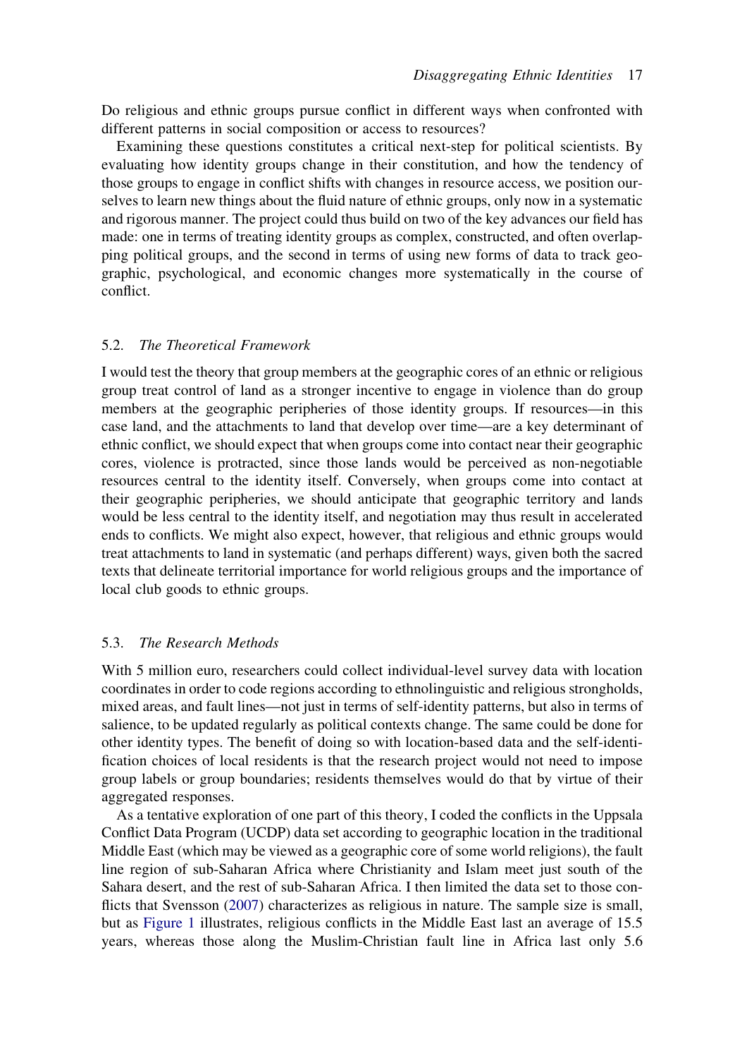Do religious and ethnic groups pursue conflict in different ways when confronted with different patterns in social composition or access to resources?

Examining these questions constitutes a critical next-step for political scientists. By evaluating how identity groups change in their constitution, and how the tendency of those groups to engage in conflict shifts with changes in resource access, we position ourselves to learn new things about the fluid nature of ethnic groups, only now in a systematic and rigorous manner. The project could thus build on two of the key advances our field has made: one in terms of treating identity groups as complex, constructed, and often overlapping political groups, and the second in terms of using new forms of data to track geographic, psychological, and economic changes more systematically in the course of conflict.

### 5.2. *The Theoretical Framework*

I would test the theory that group members at the geographic cores of an ethnic or religious group treat control of land as a stronger incentive to engage in violence than do group members at the geographic peripheries of those identity groups. If resources—in this case land, and the attachments to land that develop over time—are a key determinant of ethnic conflict, we should expect that when groups come into contact near their geographic cores, violence is protracted, since those lands would be perceived as non-negotiable resources central to the identity itself. Conversely, when groups come into contact at their geographic peripheries, we should anticipate that geographic territory and lands would be less central to the identity itself, and negotiation may thus result in accelerated ends to conflicts. We might also expect, however, that religious and ethnic groups would treat attachments to land in systematic (and perhaps different) ways, given both the sacred texts that delineate territorial importance for world religious groups and the importance of local club goods to ethnic groups.

### 5.3. *The Research Methods*

With 5 million euro, researchers could collect individual-level survey data with location coordinates in order to code regions according to ethnolinguistic and religious strongholds, mixed areas, and fault lines—not just in terms of self-identity patterns, but also in terms of salience, to be updated regularly as political contexts change. The same could be done for other identity types. The benefit of doing so with location-based data and the self-identification choices of local residents is that the research project would not need to impose group labels or group boundaries; residents themselves would do that by virtue of their aggregated responses.

As a tentative exploration of one part of this theory, I coded the conflicts in the Uppsala Conflict Data Program (UCDP) data set according to geographic location in the traditional Middle East (which may be viewed as a geographic core of some world religions), the fault line region of sub-Saharan Africa where Christianity and Islam meet just south of the Sahara desert, and the rest of sub-Saharan Africa. I then limited the data set to those conflicts that Svensson (2007) characterizes as religious in nature. The sample size is small, but as Figure 1 illustrates, religious conflicts in the Middle East last an average of 15.5 years, whereas those along the Muslim-Christian fault line in Africa last only 5.6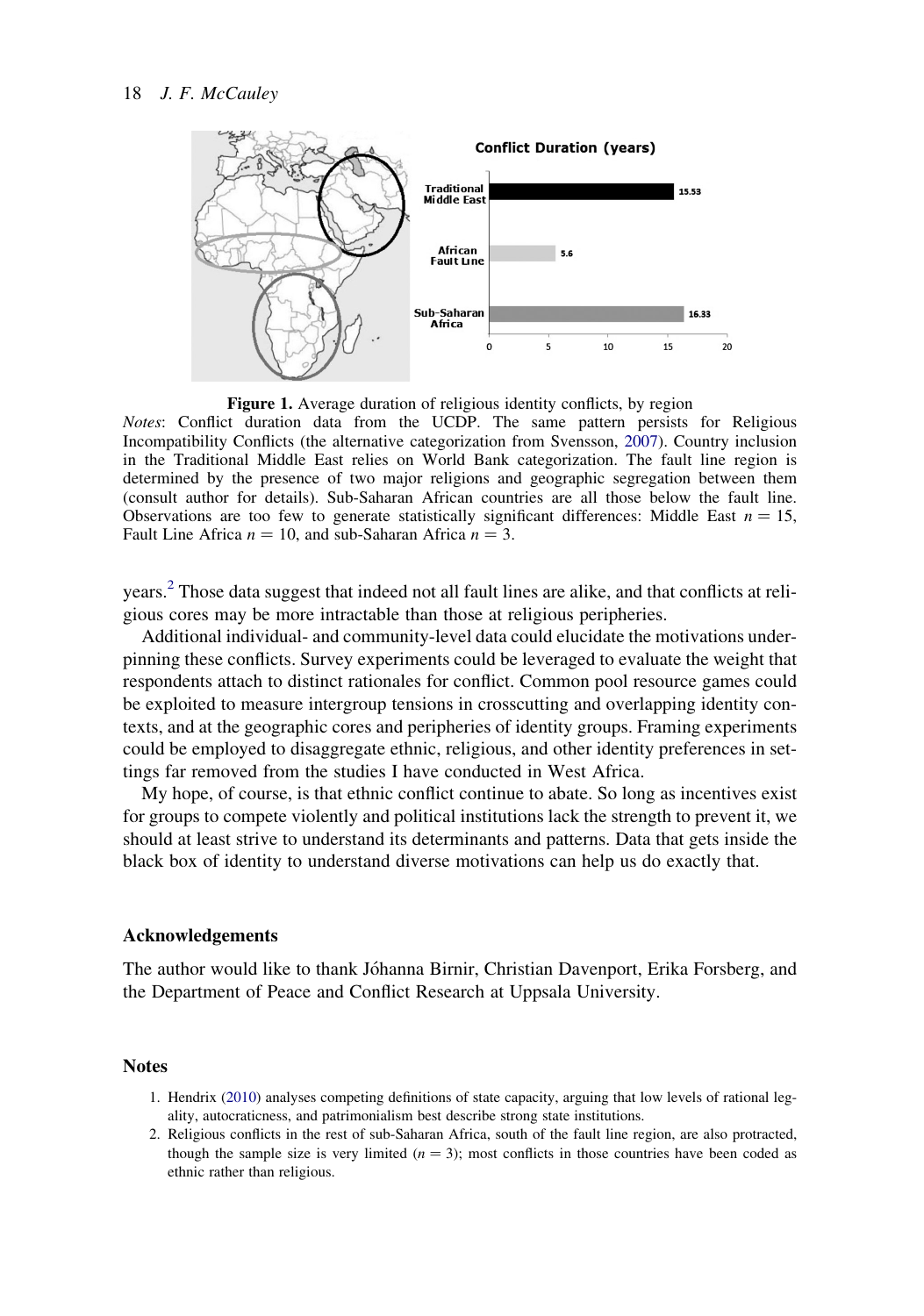Conflict Duration (years)

Traditional Middle East 15.53

African Fault Line 5.6

Sub-Saharan Africa 16.33

0 5 10 15 20

**Figure 1.** Average duration of religious identity conflicts, by region

*Notes*: Conflict duration data from the UCDP. The same pattern persists for Religious Incompatibility Conflicts (the alternative categorization from Svensson, 2007). Country inclusion in the Traditional Middle East relies on World Bank categorization. The fault line region is determined by the presence of two major religions and geographic segregation between them (consult author for details). Sub-Saharan African countries are all those below the fault line. Observations are too few to generate statistically significant differences: Middle East $n = 15$, Fault Line Africa $n = 10$, and sub-Saharan Africa $n = 3$.

years.[2] Those data suggest that indeed not all fault lines are alike, and that conflicts at religious cores may be more intractable than those at religious peripheries.

Additional individual- and community-level data could elucidate the motivations underpinning these conflicts. Survey experiments could be leveraged to evaluate the weight that respondents attach to distinct rationales for conflict. Common pool resource games could be exploited to measure intergroup tensions in crosscutting and overlapping identity contexts, and at the geographic cores and peripheries of identity groups. Framing experiments could be employed to disaggregate ethnic, religious, and other identity preferences in settings far removed from the studies I have conducted in West Africa.

My hope, of course, is that ethnic conflict continue to abate. So long as incentives exist for groups to compete violently and political institutions lack the strength to prevent it, we should at least strive to understand its determinants and patterns. Data that gets inside the black box of identity to understand diverse motivations can help us do exactly that.

## Acknowledgements

The author would like to thank Jóhanna Birnir, Christian Davenport, Erika Forsberg, and the Department of Peace and Conflict Research at Uppsala University.

## Notes

1. Hendrix (2010) analyses competing definitions of state capacity, arguing that low levels of rational legality, autocraticness, and patrimonialism best describe strong state institutions.
2. Religious conflicts in the rest of sub-Saharan Africa, south of the fault line region, are also protracted, though the sample size is very limited ($n = 3$); most conflicts in those countries have been coded as ethnic rather than religious.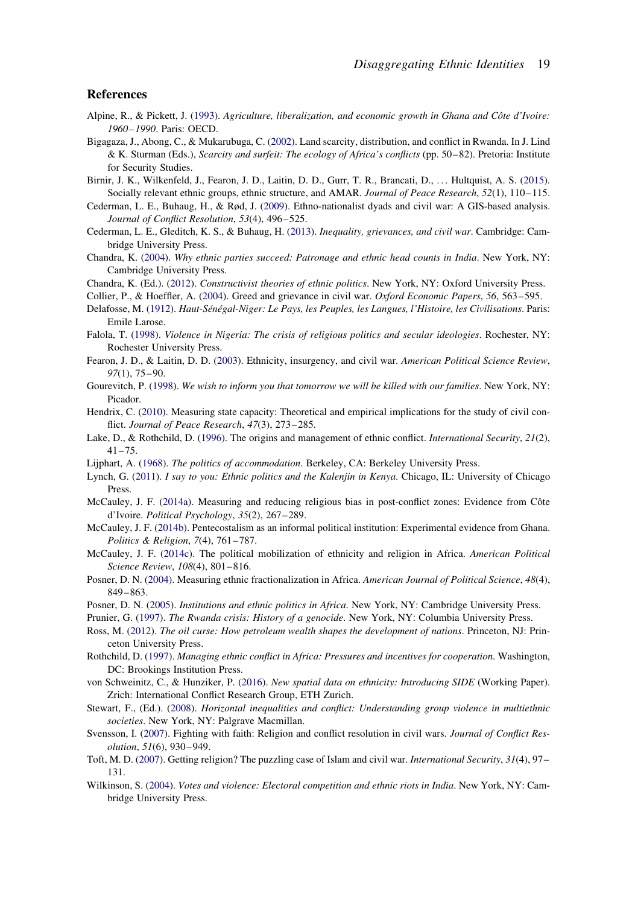## References

Alpine, R., & Pickett, J. (1993). *Agriculture, liberalization, and economic growth in Ghana and Côte d'Ivoire: 1960–1990*. Paris: OECD.

Bigagaza, J., Abong, C., & Mukarubuga, C. (2002). Land scarcity, distribution, and conflict in Rwanda. In J. Lind & K. Sturman (Eds.), *Scarcity and surfeit: The ecology of Africa's conflicts* (pp. 50–82). Pretoria: Institute for Security Studies.

Birnir, J. K., Wilkenfeld, J., Fearon, J. D., Laitin, D. D., Gurr, T. R., Brancati, D., … Hultquist, A. S. (2015). Socially relevant ethnic groups, ethnic structure, and AMAR. *Journal of Peace Research*, *52*(1), 110–115.

Cederman, L. E., Buhaug, H., & Rød, J. (2009). Ethno-nationalist dyads and civil war: A GIS-based analysis. *Journal of Conflict Resolution*, *53*(4), 496–525.

Cederman, L. E., Gleditch, K. S., & Buhaug, H. (2013). *Inequality, grievances, and civil war*. Cambridge: Cambridge University Press.

Chandra, K. (2004). *Why ethnic parties succeed: Patronage and ethnic head counts in India*. New York, NY: Cambridge University Press.

Chandra, K. (Ed.). (2012). *Constructivist theories of ethnic politics*. New York, NY: Oxford University Press.

Collier, P., & Hoeffler, A. (2004). Greed and grievance in civil war. *Oxford Economic Papers*, *56*, 563–595.

Delafosse, M. (1912). *Haut-Sénégal-Niger: Le Pays, les Peuples, les Langues, l'Histoire, les Civilisations*. Paris: Emile Larose.

Falola, T. (1998). *Violence in Nigeria: The crisis of religious politics and secular ideologies*. Rochester, NY: Rochester University Press.

Fearon, J. D., & Laitin, D. D. (2003). Ethnicity, insurgency, and civil war. *American Political Science Review*, *97*(1), 75–90.

Gourevitch, P. (1998). *We wish to inform you that tomorrow we will be killed with our families*. New York, NY: Picador.

Hendrix, C. (2010). Measuring state capacity: Theoretical and empirical implications for the study of civil conflict. *Journal of Peace Research*, *47*(3), 273–285.

Lake, D., & Rothchild, D. (1996). The origins and management of ethnic conflict. *International Security*, *21*(2), 41–75.

Lijphart, A. (1968). *The politics of accommodation*. Berkeley, CA: Berkeley University Press.

Lynch, G. (2011). *I say to you: Ethnic politics and the Kalenjin in Kenya*. Chicago, IL: University of Chicago Press.

McCauley, J. F. (2014a). Measuring and reducing religious bias in post-conflict zones: Evidence from Côte d'Ivoire. *Political Psychology*, *35*(2), 267–289.

McCauley, J. F. (2014b). Pentecostalism as an informal political institution: Experimental evidence from Ghana. *Politics & Religion*, *7*(4), 761–787.

McCauley, J. F. (2014c). The political mobilization of ethnicity and religion in Africa. *American Political Science Review*, *108*(4), 801–816.

Posner, D. N. (2004). Measuring ethnic fractionalization in Africa. *American Journal of Political Science*, *48*(4), 849–863.

Posner, D. N. (2005). *Institutions and ethnic politics in Africa*. New York, NY: Cambridge University Press.

Prunier, G. (1997). *The Rwanda crisis: History of a genocide*. New York, NY: Columbia University Press.

Ross, M. (2012). *The oil curse: How petroleum wealth shapes the development of nations*. Princeton, NJ: Princeton University Press.

Rothchild, D. (1997). *Managing ethnic conflict in Africa: Pressures and incentives for cooperation*. Washington, DC: Brookings Institution Press.

von Schweinitz, C., & Hunziker, P. (2016). *New spatial data on ethnicity: Introducing SIDE* (Working Paper). Zrich: International Conflict Research Group, ETH Zurich.

Stewart, F., (Ed.). (2008). *Horizontal inequalities and conflict: Understanding group violence in multiethnic societies*. New York, NY: Palgrave Macmillan.

Svensson, I. (2007). Fighting with faith: Religion and conflict resolution in civil wars. *Journal of Conflict Resolution*, *51*(6), 930–949.

Toft, M. D. (2007). Getting religion? The puzzling case of Islam and civil war. *International Security*, *31*(4), 97–131.

Wilkinson, S. (2004). *Votes and violence: Electoral competition and ethnic riots in India*. New York, NY: Cambridge University Press.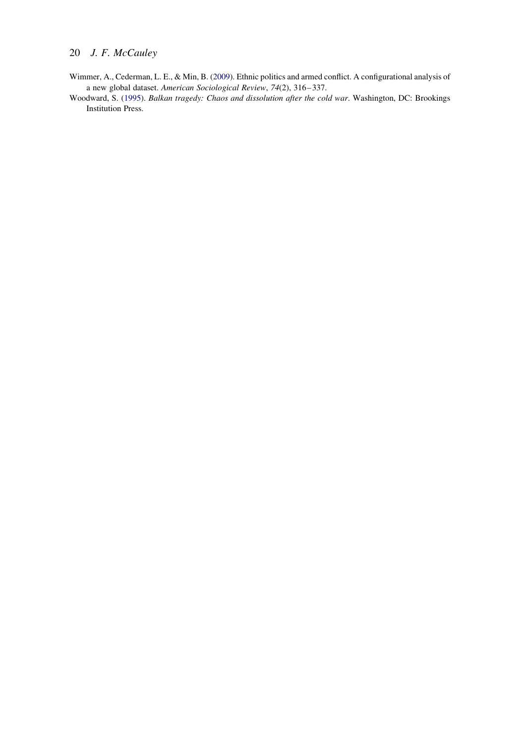Wimmer, A., Cederman, L. E., & Min, B. (2009). Ethnic politics and armed conflict. A configurational analysis of a new global dataset. *American Sociological Review*, *74*(2), 316–337.

Woodward, S. (1995). *Balkan tragedy: Chaos and dissolution after the cold war*. Washington, DC: Brookings Institution Press.